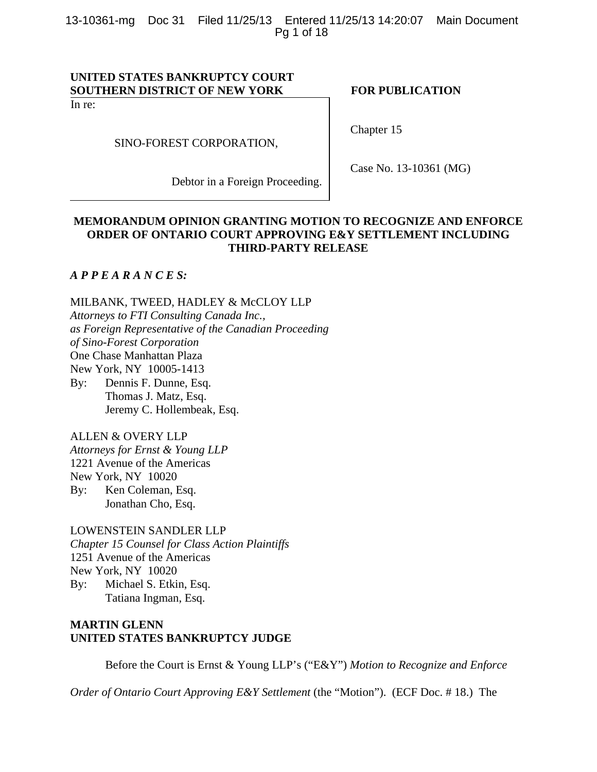**UNITED STATES BANKRUPTCY COURT**
**SOUTHERN DISTRICT OF NEW YORK**

**FOR PUBLICATION**

In re:

SINO-FOREST CORPORATION,

Debtor in a Foreign Proceeding.

Chapter 15

Case No. 13-10361 (MG)

**MEMORANDUM OPINION GRANTING MOTION TO RECOGNIZE AND ENFORCE ORDER OF ONTARIO COURT APPROVING E&Y SETTLEMENT INCLUDING THIRD-PARTY RELEASE**

***A P P E A R A N C E S:***

MILBANK, TWEED, HADLEY & McCLOY LLP
*Attorneys to FTI Consulting Canada Inc., as Foreign Representative of the Canadian Proceeding of Sino-Forest Corporation*
One Chase Manhattan Plaza
New York, NY 10005-1413
By: Dennis F. Dunne, Esq.
Thomas J. Matz, Esq.
Jeremy C. Hollembeak, Esq.

ALLEN & OVERY LLP
*Attorneys for Ernst & Young LLP*
1221 Avenue of the Americas
New York, NY 10020
By: Ken Coleman, Esq.
Jonathan Cho, Esq.

LOWENSTEIN SANDLER LLP
*Chapter 15 Counsel for Class Action Plaintiffs*
1251 Avenue of the Americas
New York, NY 10020
By: Michael S. Etkin, Esq.
Tatiana Ingman, Esq.

**MARTIN GLENN**
**UNITED STATES BANKRUPTCY JUDGE**

Before the Court is Ernst & Young LLP's ("E&Y") *Motion to Recognize and Enforce Order of Ontario Court Approving E&Y Settlement* (the "Motion"). (ECF Doc. # 18.) The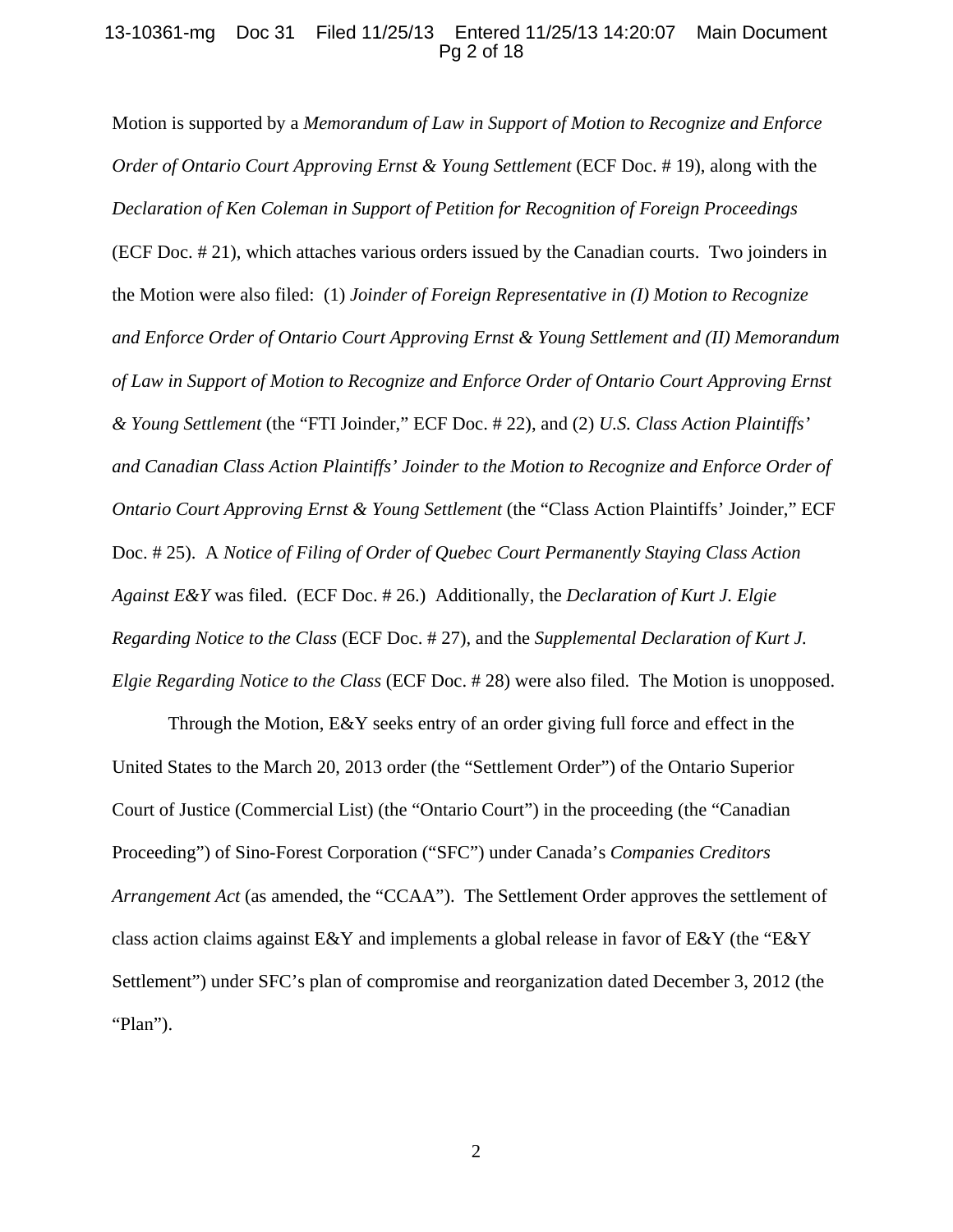Motion is supported by a *Memorandum of Law in Support of Motion to Recognize and Enforce Order of Ontario Court Approving Ernst & Young Settlement* (ECF Doc. # 19), along with the *Declaration of Ken Coleman in Support of Petition for Recognition of Foreign Proceedings* (ECF Doc. # 21), which attaches various orders issued by the Canadian courts. Two joinders in the Motion were also filed: (1) *Joinder of Foreign Representative in (I) Motion to Recognize and Enforce Order of Ontario Court Approving Ernst & Young Settlement and (II) Memorandum of Law in Support of Motion to Recognize and Enforce Order of Ontario Court Approving Ernst & Young Settlement* (the "FTI Joinder," ECF Doc. # 22), and (2) *U.S. Class Action Plaintiffs' and Canadian Class Action Plaintiffs' Joinder to the Motion to Recognize and Enforce Order of Ontario Court Approving Ernst & Young Settlement* (the "Class Action Plaintiffs' Joinder," ECF Doc. # 25). A *Notice of Filing of Order of Quebec Court Permanently Staying Class Action Against E&Y* was filed. (ECF Doc. # 26.) Additionally, the *Declaration of Kurt J. Elgie Regarding Notice to the Class* (ECF Doc. # 27), and the *Supplemental Declaration of Kurt J. Elgie Regarding Notice to the Class* (ECF Doc. # 28) were also filed. The Motion is unopposed.

Through the Motion, E&Y seeks entry of an order giving full force and effect in the United States to the March 20, 2013 order (the "Settlement Order") of the Ontario Superior Court of Justice (Commercial List) (the "Ontario Court") in the proceeding (the "Canadian Proceeding") of Sino-Forest Corporation ("SFC") under Canada's *Companies Creditors Arrangement Act* (as amended, the "CCAA"). The Settlement Order approves the settlement of class action claims against E&Y and implements a global release in favor of E&Y (the "E&Y Settlement") under SFC's plan of compromise and reorganization dated December 3, 2012 (the "Plan").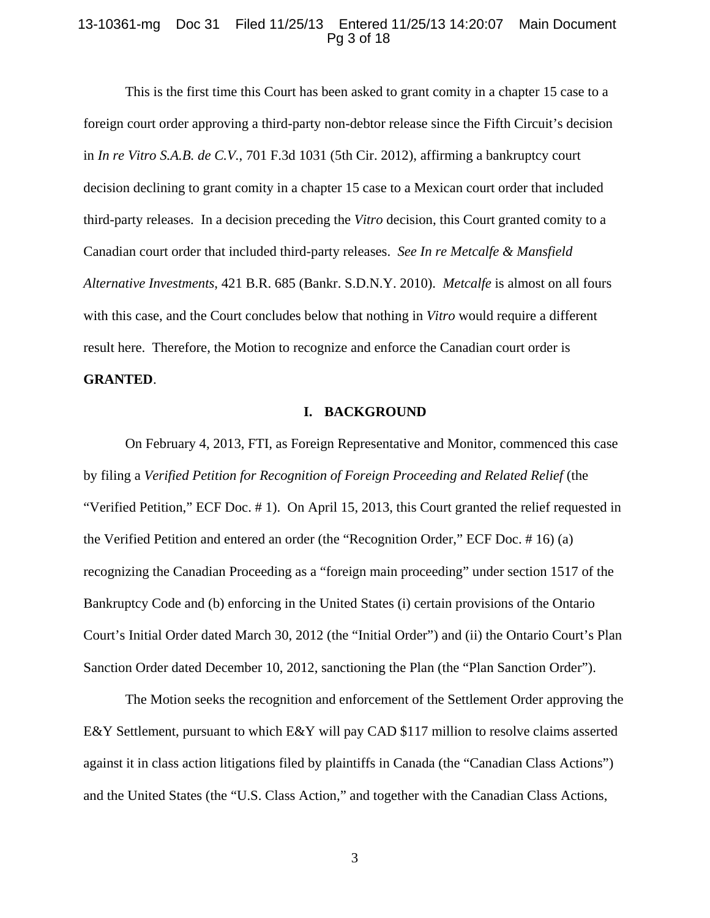This is the first time this Court has been asked to grant comity in a chapter 15 case to a foreign court order approving a third-party non-debtor release since the Fifth Circuit's decision in *In re Vitro S.A.B. de C.V.*, 701 F.3d 1031 (5th Cir. 2012), affirming a bankruptcy court decision declining to grant comity in a chapter 15 case to a Mexican court order that included third-party releases. In a decision preceding the *Vitro* decision, this Court granted comity to a Canadian court order that included third-party releases. *See In re Metcalfe & Mansfield Alternative Investments*, 421 B.R. 685 (Bankr. S.D.N.Y. 2010). *Metcalfe* is almost on all fours with this case, and the Court concludes below that nothing in *Vitro* would require a different result here. Therefore, the Motion to recognize and enforce the Canadian court order is **GRANTED**.

## I. BACKGROUND

On February 4, 2013, FTI, as Foreign Representative and Monitor, commenced this case by filing a *Verified Petition for Recognition of Foreign Proceeding and Related Relief* (the "Verified Petition," ECF Doc. # 1). On April 15, 2013, this Court granted the relief requested in the Verified Petition and entered an order (the "Recognition Order," ECF Doc. # 16) (a) recognizing the Canadian Proceeding as a "foreign main proceeding" under section 1517 of the Bankruptcy Code and (b) enforcing in the United States (i) certain provisions of the Ontario Court's Initial Order dated March 30, 2012 (the "Initial Order") and (ii) the Ontario Court's Plan Sanction Order dated December 10, 2012, sanctioning the Plan (the "Plan Sanction Order").

The Motion seeks the recognition and enforcement of the Settlement Order approving the E&Y Settlement, pursuant to which E&Y will pay CAD $117 million to resolve claims asserted against it in class action litigations filed by plaintiffs in Canada (the "Canadian Class Actions") and the United States (the "U.S. Class Action," and together with the Canadian Class Actions,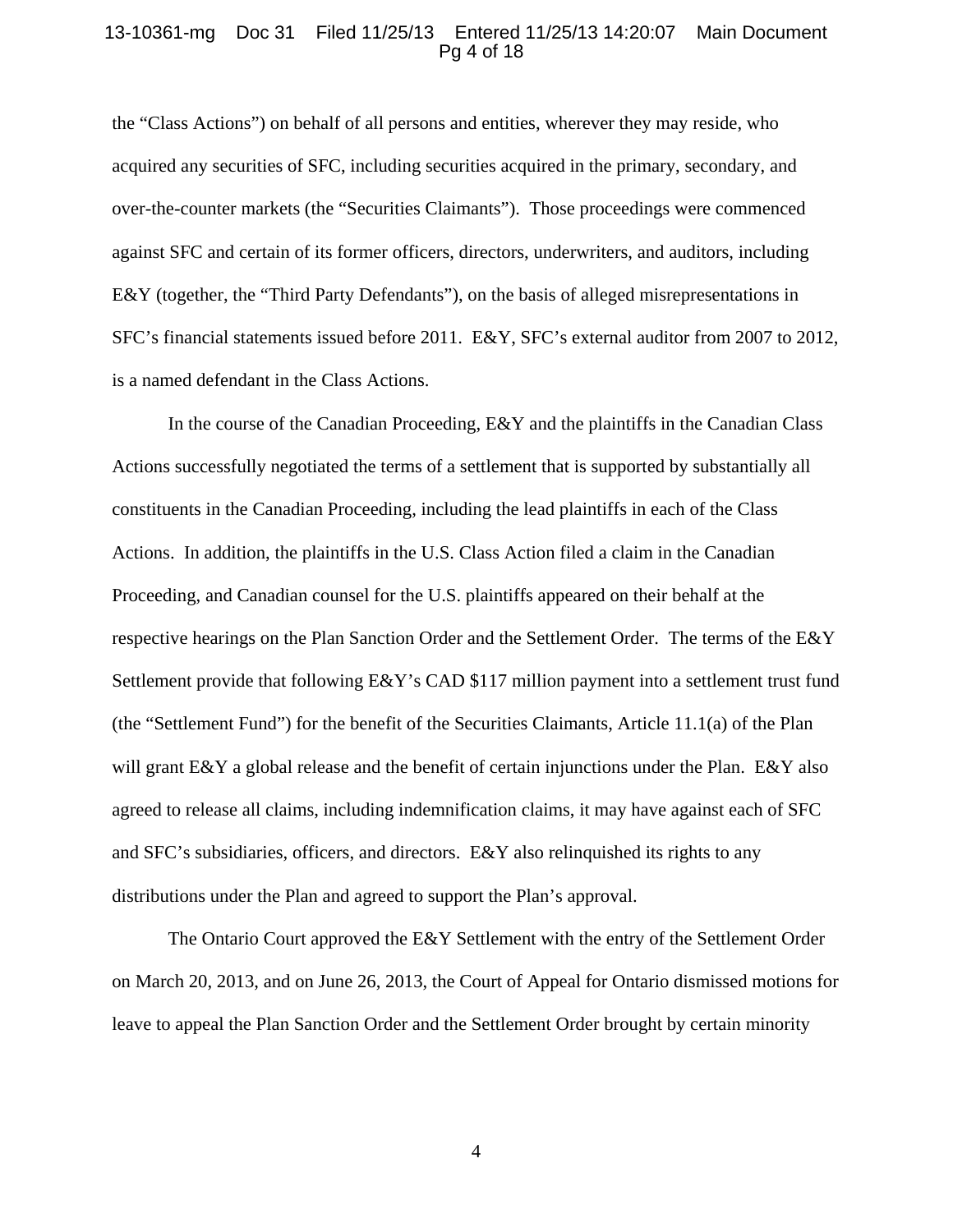the "Class Actions") on behalf of all persons and entities, wherever they may reside, who acquired any securities of SFC, including securities acquired in the primary, secondary, and over-the-counter markets (the "Securities Claimants"). Those proceedings were commenced against SFC and certain of its former officers, directors, underwriters, and auditors, including E&Y (together, the "Third Party Defendants"), on the basis of alleged misrepresentations in SFC's financial statements issued before 2011. E&Y, SFC's external auditor from 2007 to 2012, is a named defendant in the Class Actions.

In the course of the Canadian Proceeding, E&Y and the plaintiffs in the Canadian Class Actions successfully negotiated the terms of a settlement that is supported by substantially all constituents in the Canadian Proceeding, including the lead plaintiffs in each of the Class Actions. In addition, the plaintiffs in the U.S. Class Action filed a claim in the Canadian Proceeding, and Canadian counsel for the U.S. plaintiffs appeared on their behalf at the respective hearings on the Plan Sanction Order and the Settlement Order. The terms of the E&Y Settlement provide that following E&Y's CAD $117 million payment into a settlement trust fund (the "Settlement Fund") for the benefit of the Securities Claimants, Article 11.1(a) of the Plan will grant E&Y a global release and the benefit of certain injunctions under the Plan. E&Y also agreed to release all claims, including indemnification claims, it may have against each of SFC and SFC's subsidiaries, officers, and directors. E&Y also relinquished its rights to any distributions under the Plan and agreed to support the Plan's approval.

The Ontario Court approved the E&Y Settlement with the entry of the Settlement Order on March 20, 2013, and on June 26, 2013, the Court of Appeal for Ontario dismissed motions for leave to appeal the Plan Sanction Order and the Settlement Order brought by certain minority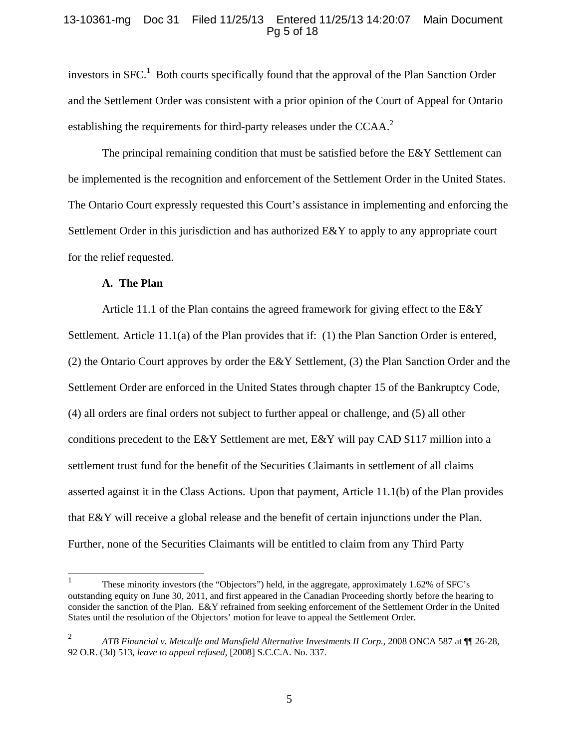investors in SFC.[1] Both courts specifically found that the approval of the Plan Sanction Order and the Settlement Order was consistent with a prior opinion of the Court of Appeal for Ontario establishing the requirements for third-party releases under the CCAA.[2]

The principal remaining condition that must be satisfied before the E&Y Settlement can be implemented is the recognition and enforcement of the Settlement Order in the United States. The Ontario Court expressly requested this Court's assistance in implementing and enforcing the Settlement Order in this jurisdiction and has authorized E&Y to apply to any appropriate court for the relief requested.

**A. The Plan**

Article 11.1 of the Plan contains the agreed framework for giving effect to the E&Y Settlement. Article 11.1(a) of the Plan provides that if: (1) the Plan Sanction Order is entered, (2) the Ontario Court approves by order the E&Y Settlement, (3) the Plan Sanction Order and the Settlement Order are enforced in the United States through chapter 15 of the Bankruptcy Code, (4) all orders are final orders not subject to further appeal or challenge, and (5) all other conditions precedent to the E&Y Settlement are met, E&Y will pay CAD $117 million into a settlement trust fund for the benefit of the Securities Claimants in settlement of all claims asserted against it in the Class Actions. Upon that payment, Article 11.1(b) of the Plan provides that E&Y will receive a global release and the benefit of certain injunctions under the Plan. Further, none of the Securities Claimants will be entitled to claim from any Third Party

---

[1] These minority investors (the "Objectors") held, in the aggregate, approximately 1.62% of SFC's outstanding equity on June 30, 2011, and first appeared in the Canadian Proceeding shortly before the hearing to consider the sanction of the Plan. E&Y refrained from seeking enforcement of the Settlement Order in the United States until the resolution of the Objectors' motion for leave to appeal the Settlement Order.

[2] *ATB Financial v. Metcalfe and Mansfield Alternative Investments II Corp.*, 2008 ONCA 587 at ¶¶ 26-28, 92 O.R. (3d) 513, *leave to appeal refused*, [2008] S.C.C.A. No. 337.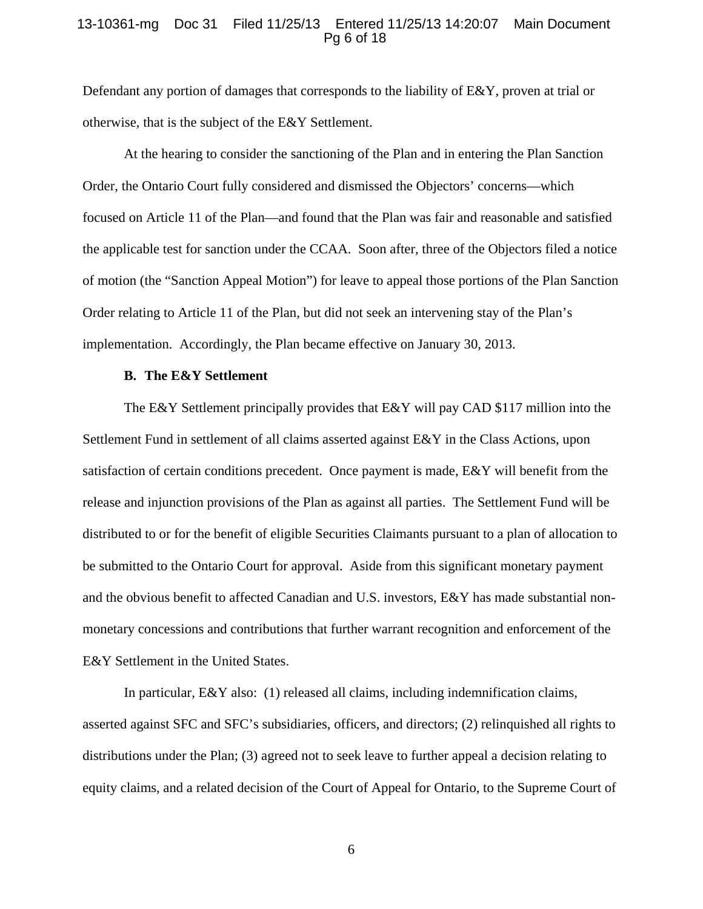Defendant any portion of damages that corresponds to the liability of E&Y, proven at trial or otherwise, that is the subject of the E&Y Settlement.

At the hearing to consider the sanctioning of the Plan and in entering the Plan Sanction Order, the Ontario Court fully considered and dismissed the Objectors' concerns—which focused on Article 11 of the Plan—and found that the Plan was fair and reasonable and satisfied the applicable test for sanction under the CCAA. Soon after, three of the Objectors filed a notice of motion (the "Sanction Appeal Motion") for leave to appeal those portions of the Plan Sanction Order relating to Article 11 of the Plan, but did not seek an intervening stay of the Plan's implementation. Accordingly, the Plan became effective on January 30, 2013.

**B. The E&Y Settlement**

The E&Y Settlement principally provides that E&Y will pay CAD $117 million into the Settlement Fund in settlement of all claims asserted against E&Y in the Class Actions, upon satisfaction of certain conditions precedent. Once payment is made, E&Y will benefit from the release and injunction provisions of the Plan as against all parties. The Settlement Fund will be distributed to or for the benefit of eligible Securities Claimants pursuant to a plan of allocation to be submitted to the Ontario Court for approval. Aside from this significant monetary payment and the obvious benefit to affected Canadian and U.S. investors, E&Y has made substantial non-monetary concessions and contributions that further warrant recognition and enforcement of the E&Y Settlement in the United States.

In particular, E&Y also: (1) released all claims, including indemnification claims, asserted against SFC and SFC's subsidiaries, officers, and directors; (2) relinquished all rights to distributions under the Plan; (3) agreed not to seek leave to further appeal a decision relating to equity claims, and a related decision of the Court of Appeal for Ontario, to the Supreme Court of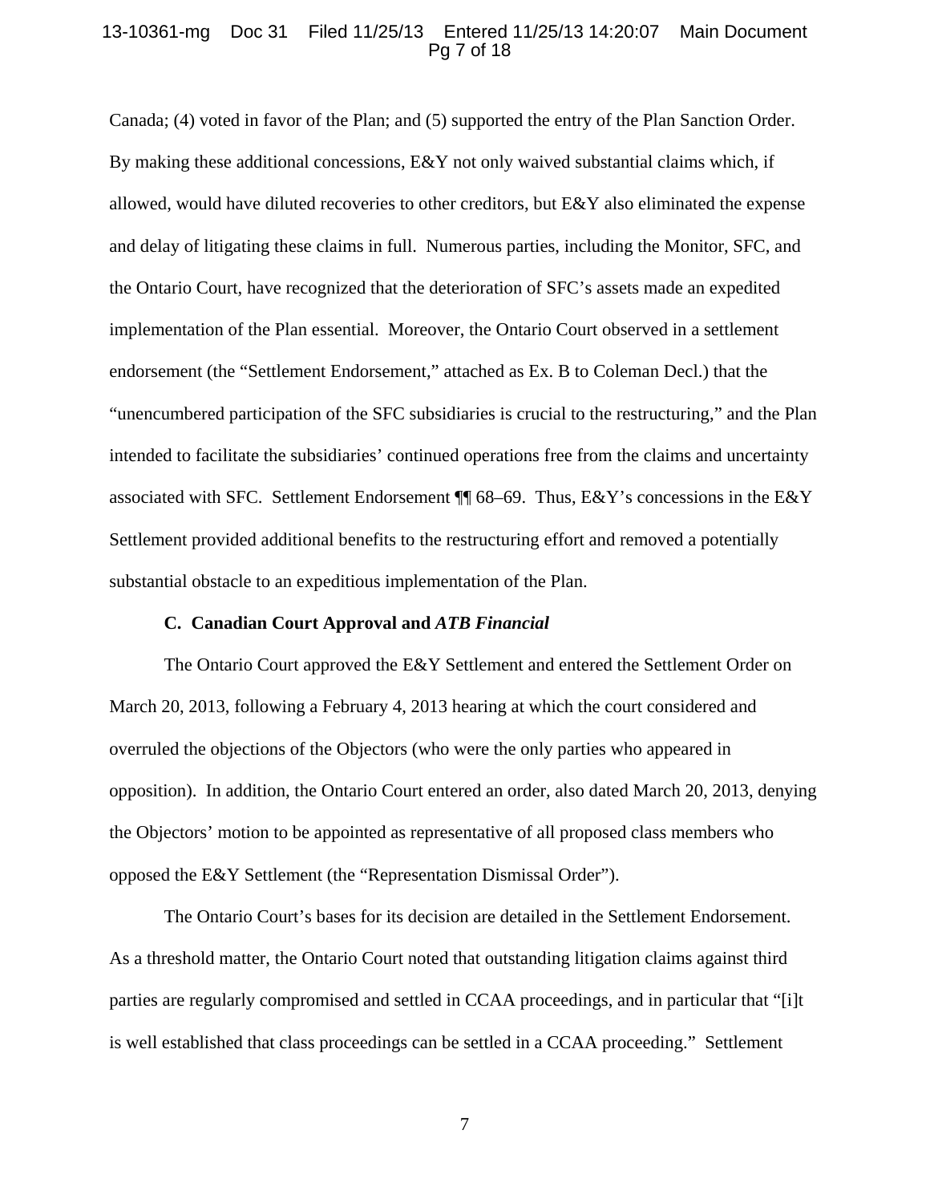Canada; (4) voted in favor of the Plan; and (5) supported the entry of the Plan Sanction Order. By making these additional concessions, E&Y not only waived substantial claims which, if allowed, would have diluted recoveries to other creditors, but E&Y also eliminated the expense and delay of litigating these claims in full. Numerous parties, including the Monitor, SFC, and the Ontario Court, have recognized that the deterioration of SFC's assets made an expedited implementation of the Plan essential. Moreover, the Ontario Court observed in a settlement endorsement (the "Settlement Endorsement," attached as Ex. B to Coleman Decl.) that the "unencumbered participation of the SFC subsidiaries is crucial to the restructuring," and the Plan intended to facilitate the subsidiaries' continued operations free from the claims and uncertainty associated with SFC. Settlement Endorsement ¶¶ 68–69. Thus, E&Y's concessions in the E&Y Settlement provided additional benefits to the restructuring effort and removed a potentially substantial obstacle to an expeditious implementation of the Plan.

### C. Canadian Court Approval and *ATB Financial*

The Ontario Court approved the E&Y Settlement and entered the Settlement Order on March 20, 2013, following a February 4, 2013 hearing at which the court considered and overruled the objections of the Objectors (who were the only parties who appeared in opposition). In addition, the Ontario Court entered an order, also dated March 20, 2013, denying the Objectors' motion to be appointed as representative of all proposed class members who opposed the E&Y Settlement (the "Representation Dismissal Order").

The Ontario Court's bases for its decision are detailed in the Settlement Endorsement. As a threshold matter, the Ontario Court noted that outstanding litigation claims against third parties are regularly compromised and settled in CCAA proceedings, and in particular that "[i]t is well established that class proceedings can be settled in a CCAA proceeding." Settlement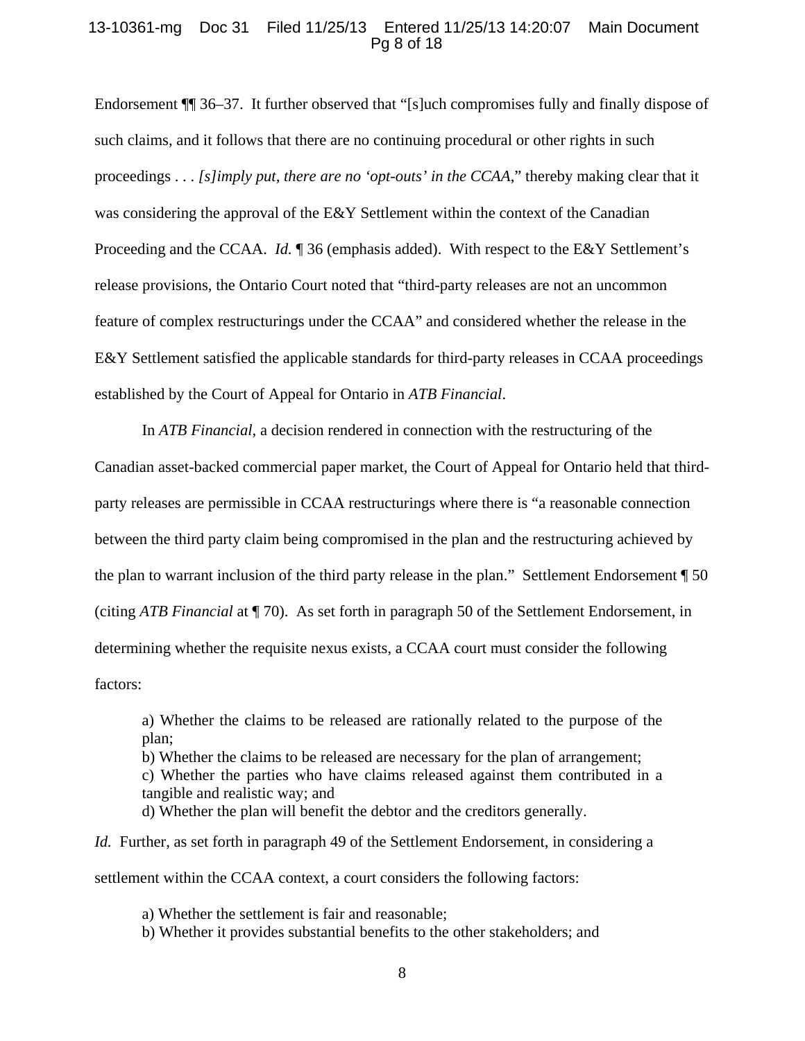Endorsement ¶¶ 36–37. It further observed that "[s]uch compromises fully and finally dispose of such claims, and it follows that there are no continuing procedural or other rights in such proceedings . . . *[s]imply put, there are no 'opt-outs' in the CCAA*," thereby making clear that it was considering the approval of the E&Y Settlement within the context of the Canadian Proceeding and the CCAA. *Id.* ¶ 36 (emphasis added). With respect to the E&Y Settlement's release provisions, the Ontario Court noted that "third-party releases are not an uncommon feature of complex restructurings under the CCAA" and considered whether the release in the E&Y Settlement satisfied the applicable standards for third-party releases in CCAA proceedings established by the Court of Appeal for Ontario in *ATB Financial*.

In *ATB Financial*, a decision rendered in connection with the restructuring of the Canadian asset-backed commercial paper market, the Court of Appeal for Ontario held that third-party releases are permissible in CCAA restructurings where there is "a reasonable connection between the third party claim being compromised in the plan and the restructuring achieved by the plan to warrant inclusion of the third party release in the plan." Settlement Endorsement ¶ 50 (citing *ATB Financial* at ¶ 70). As set forth in paragraph 50 of the Settlement Endorsement, in determining whether the requisite nexus exists, a CCAA court must consider the following factors:

> a) Whether the claims to be released are rationally related to the purpose of the plan;
> b) Whether the claims to be released are necessary for the plan of arrangement;
> c) Whether the parties who have claims released against them contributed in a tangible and realistic way; and
> d) Whether the plan will benefit the debtor and the creditors generally.

*Id.* Further, as set forth in paragraph 49 of the Settlement Endorsement, in considering a settlement within the CCAA context, a court considers the following factors:

> a) Whether the settlement is fair and reasonable;
> b) Whether it provides substantial benefits to the other stakeholders; and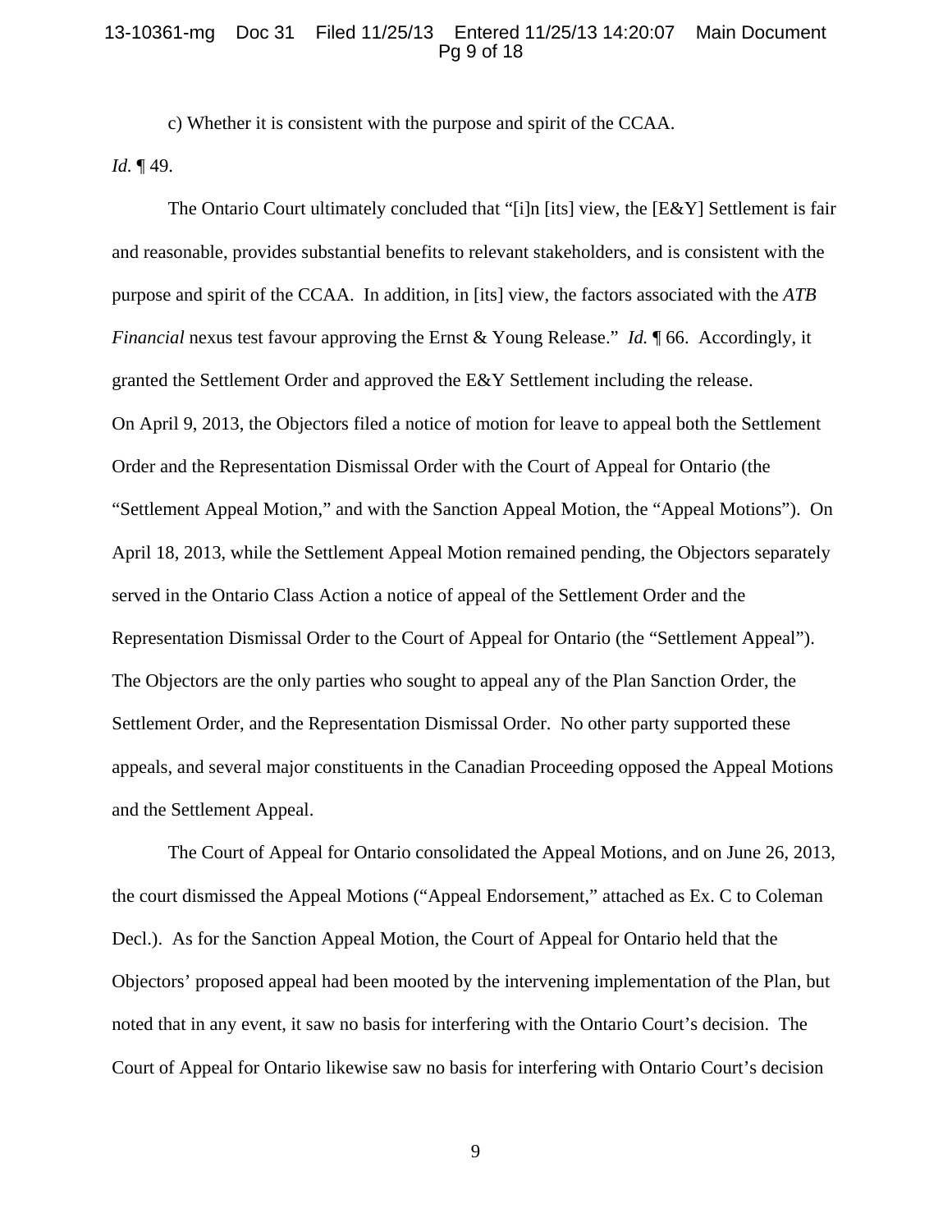c) Whether it is consistent with the purpose and spirit of the CCAA.

*Id.* ¶ 49.

The Ontario Court ultimately concluded that "[i]n [its] view, the [E&Y] Settlement is fair and reasonable, provides substantial benefits to relevant stakeholders, and is consistent with the purpose and spirit of the CCAA. In addition, in [its] view, the factors associated with the *ATB Financial* nexus test favour approving the Ernst & Young Release." *Id.* ¶ 66. Accordingly, it granted the Settlement Order and approved the E&Y Settlement including the release.

On April 9, 2013, the Objectors filed a notice of motion for leave to appeal both the Settlement Order and the Representation Dismissal Order with the Court of Appeal for Ontario (the "Settlement Appeal Motion," and with the Sanction Appeal Motion, the "Appeal Motions"). On April 18, 2013, while the Settlement Appeal Motion remained pending, the Objectors separately served in the Ontario Class Action a notice of appeal of the Settlement Order and the Representation Dismissal Order to the Court of Appeal for Ontario (the "Settlement Appeal"). The Objectors are the only parties who sought to appeal any of the Plan Sanction Order, the Settlement Order, and the Representation Dismissal Order. No other party supported these appeals, and several major constituents in the Canadian Proceeding opposed the Appeal Motions and the Settlement Appeal.

The Court of Appeal for Ontario consolidated the Appeal Motions, and on June 26, 2013, the court dismissed the Appeal Motions ("Appeal Endorsement," attached as Ex. C to Coleman Decl.). As for the Sanction Appeal Motion, the Court of Appeal for Ontario held that the Objectors' proposed appeal had been mooted by the intervening implementation of the Plan, but noted that in any event, it saw no basis for interfering with the Ontario Court's decision. The Court of Appeal for Ontario likewise saw no basis for interfering with Ontario Court's decision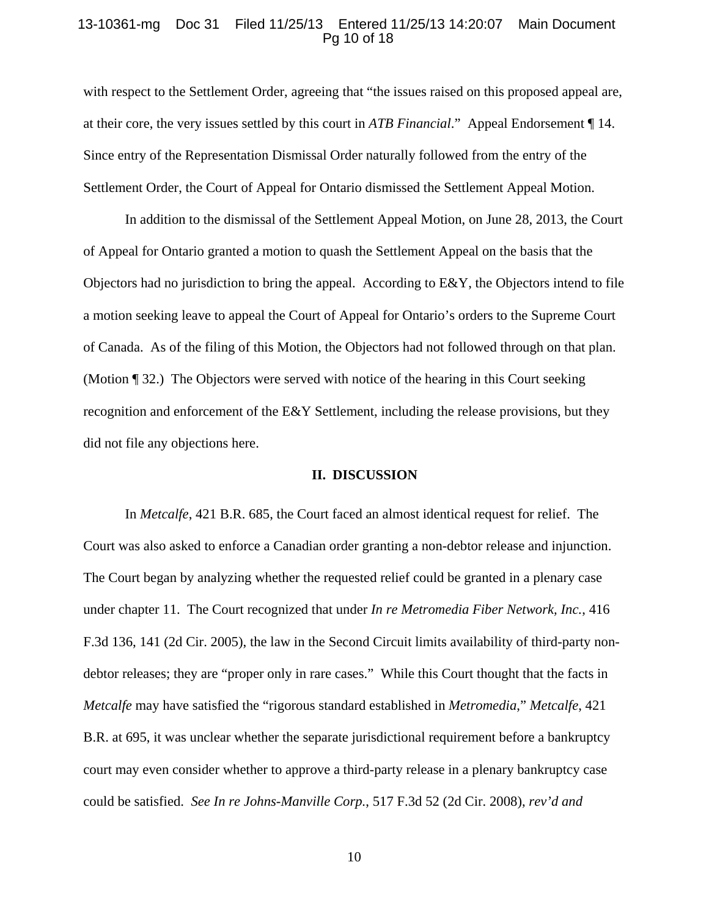with respect to the Settlement Order, agreeing that "the issues raised on this proposed appeal are, at their core, the very issues settled by this court in *ATB Financial*." Appeal Endorsement ¶ 14. Since entry of the Representation Dismissal Order naturally followed from the entry of the Settlement Order, the Court of Appeal for Ontario dismissed the Settlement Appeal Motion.

In addition to the dismissal of the Settlement Appeal Motion, on June 28, 2013, the Court of Appeal for Ontario granted a motion to quash the Settlement Appeal on the basis that the Objectors had no jurisdiction to bring the appeal. According to E&Y, the Objectors intend to file a motion seeking leave to appeal the Court of Appeal for Ontario's orders to the Supreme Court of Canada. As of the filing of this Motion, the Objectors had not followed through on that plan. (Motion ¶ 32.) The Objectors were served with notice of the hearing in this Court seeking recognition and enforcement of the E&Y Settlement, including the release provisions, but they did not file any objections here.

## II. DISCUSSION

In *Metcalfe*, 421 B.R. 685, the Court faced an almost identical request for relief. The Court was also asked to enforce a Canadian order granting a non-debtor release and injunction. The Court began by analyzing whether the requested relief could be granted in a plenary case under chapter 11. The Court recognized that under *In re Metromedia Fiber Network, Inc.*, 416 F.3d 136, 141 (2d Cir. 2005), the law in the Second Circuit limits availability of third-party non-debtor releases; they are "proper only in rare cases." While this Court thought that the facts in *Metcalfe* may have satisfied the "rigorous standard established in *Metromedia*," *Metcalfe*, 421 B.R. at 695, it was unclear whether the separate jurisdictional requirement before a bankruptcy court may even consider whether to approve a third-party release in a plenary bankruptcy case could be satisfied. *See In re Johns-Manville Corp.*, 517 F.3d 52 (2d Cir. 2008), *rev'd and*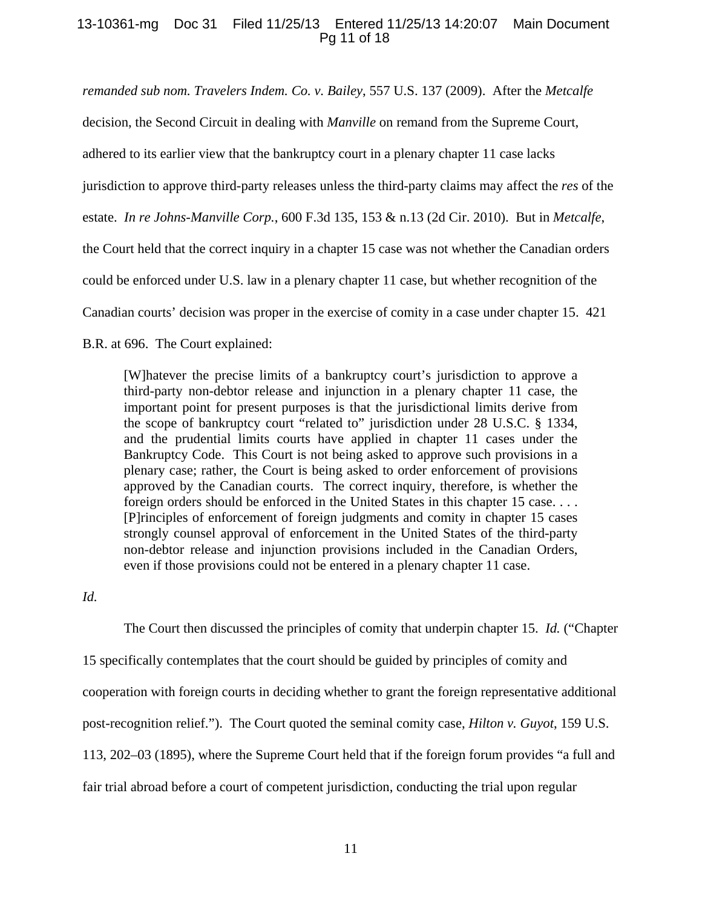*remanded sub nom. Travelers Indem. Co. v. Bailey*, 557 U.S. 137 (2009). After the *Metcalfe* decision, the Second Circuit in dealing with *Manville* on remand from the Supreme Court, adhered to its earlier view that the bankruptcy court in a plenary chapter 11 case lacks jurisdiction to approve third-party releases unless the third-party claims may affect the *res* of the estate. *In re Johns-Manville Corp.*, 600 F.3d 135, 153 & n.13 (2d Cir. 2010). But in *Metcalfe*, the Court held that the correct inquiry in a chapter 15 case was not whether the Canadian orders could be enforced under U.S. law in a plenary chapter 11 case, but whether recognition of the Canadian courts' decision was proper in the exercise of comity in a case under chapter 15. 421 B.R. at 696. The Court explained:

> [W]hatever the precise limits of a bankruptcy court's jurisdiction to approve a third-party non-debtor release and injunction in a plenary chapter 11 case, the important point for present purposes is that the jurisdictional limits derive from the scope of bankruptcy court "related to" jurisdiction under 28 U.S.C. § 1334, and the prudential limits courts have applied in chapter 11 cases under the Bankruptcy Code. This Court is not being asked to approve such provisions in a plenary case; rather, the Court is being asked to order enforcement of provisions approved by the Canadian courts. The correct inquiry, therefore, is whether the foreign orders should be enforced in the United States in this chapter 15 case. . . . [P]rinciples of enforcement of foreign judgments and comity in chapter 15 cases strongly counsel approval of enforcement in the United States of the third-party non-debtor release and injunction provisions included in the Canadian Orders, even if those provisions could not be entered in a plenary chapter 11 case.

*Id.*

The Court then discussed the principles of comity that underpin chapter 15. *Id.* ("Chapter 15 specifically contemplates that the court should be guided by principles of comity and cooperation with foreign courts in deciding whether to grant the foreign representative additional post-recognition relief."). The Court quoted the seminal comity case, *Hilton v. Guyot*, 159 U.S. 113, 202–03 (1895), where the Supreme Court held that if the foreign forum provides "a full and fair trial abroad before a court of competent jurisdiction, conducting the trial upon regular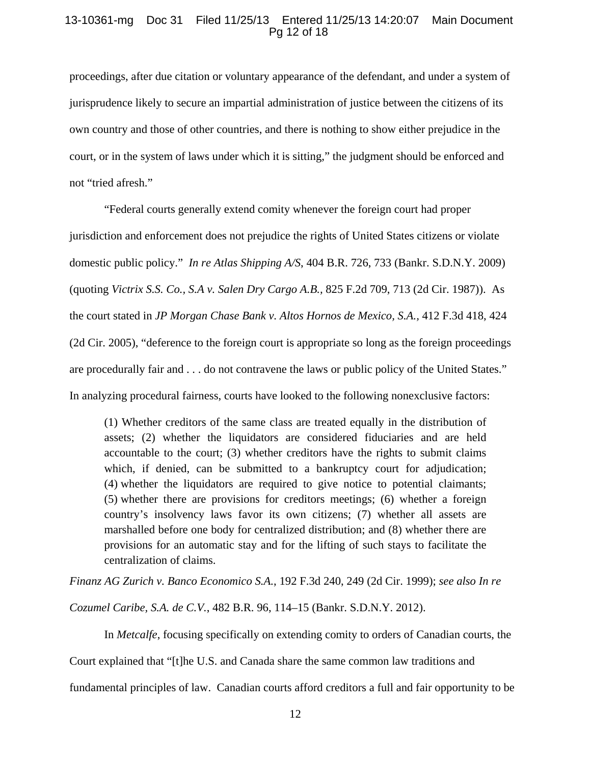proceedings, after due citation or voluntary appearance of the defendant, and under a system of jurisprudence likely to secure an impartial administration of justice between the citizens of its own country and those of other countries, and there is nothing to show either prejudice in the court, or in the system of laws under which it is sitting," the judgment should be enforced and not "tried afresh."

"Federal courts generally extend comity whenever the foreign court had proper jurisdiction and enforcement does not prejudice the rights of United States citizens or violate domestic public policy." *In re Atlas Shipping A/S*, 404 B.R. 726, 733 (Bankr. S.D.N.Y. 2009) (quoting *Victrix S.S. Co., S.A v. Salen Dry Cargo A.B.*, 825 F.2d 709, 713 (2d Cir. 1987)). As the court stated in *JP Morgan Chase Bank v. Altos Hornos de Mexico, S.A.*, 412 F.3d 418, 424 (2d Cir. 2005), "deference to the foreign court is appropriate so long as the foreign proceedings are procedurally fair and . . . do not contravene the laws or public policy of the United States." In analyzing procedural fairness, courts have looked to the following nonexclusive factors:

> (1) Whether creditors of the same class are treated equally in the distribution of assets; (2) whether the liquidators are considered fiduciaries and are held accountable to the court; (3) whether creditors have the rights to submit claims which, if denied, can be submitted to a bankruptcy court for adjudication; (4) whether the liquidators are required to give notice to potential claimants; (5) whether there are provisions for creditors meetings; (6) whether a foreign country's insolvency laws favor its own citizens; (7) whether all assets are marshalled before one body for centralized distribution; and (8) whether there are provisions for an automatic stay and for the lifting of such stays to facilitate the centralization of claims.

*Finanz AG Zurich v. Banco Economico S.A.*, 192 F.3d 240, 249 (2d Cir. 1999); *see also In re Cozumel Caribe, S.A. de C.V.*, 482 B.R. 96, 114–15 (Bankr. S.D.N.Y. 2012).

In *Metcalfe*, focusing specifically on extending comity to orders of Canadian courts, the Court explained that "[t]he U.S. and Canada share the same common law traditions and fundamental principles of law. Canadian courts afford creditors a full and fair opportunity to be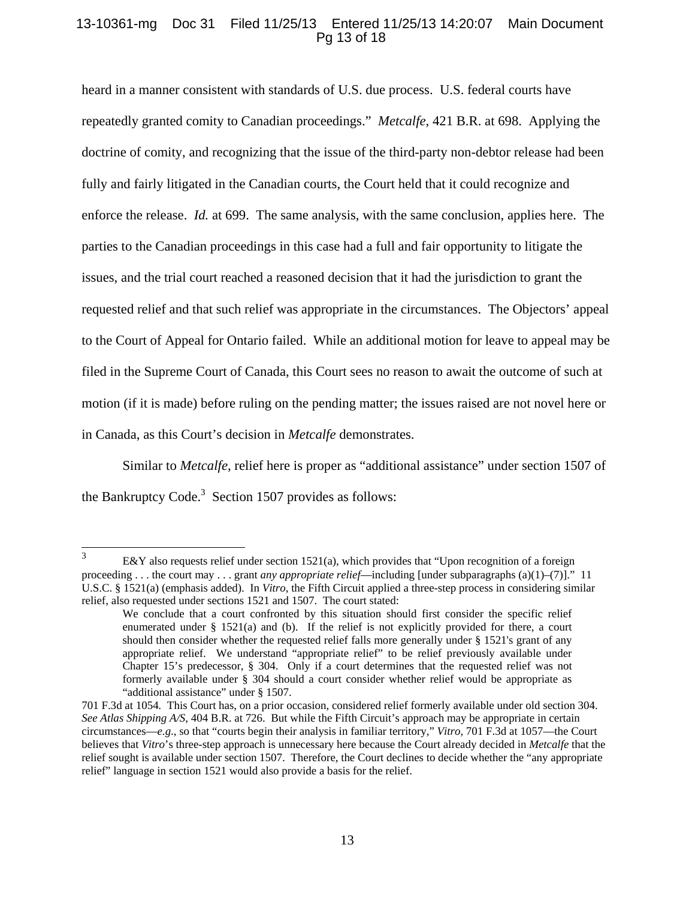heard in a manner consistent with standards of U.S. due process. U.S. federal courts have repeatedly granted comity to Canadian proceedings." *Metcalfe*, 421 B.R. at 698. Applying the doctrine of comity, and recognizing that the issue of the third-party non-debtor release had been fully and fairly litigated in the Canadian courts, the Court held that it could recognize and enforce the release. *Id.* at 699. The same analysis, with the same conclusion, applies here. The parties to the Canadian proceedings in this case had a full and fair opportunity to litigate the issues, and the trial court reached a reasoned decision that it had the jurisdiction to grant the requested relief and that such relief was appropriate in the circumstances. The Objectors' appeal to the Court of Appeal for Ontario failed. While an additional motion for leave to appeal may be filed in the Supreme Court of Canada, this Court sees no reason to await the outcome of such at motion (if it is made) before ruling on the pending matter; the issues raised are not novel here or in Canada, as this Court's decision in *Metcalfe* demonstrates.

Similar to *Metcalfe*, relief here is proper as "additional assistance" under section 1507 of the Bankruptcy Code.[3] Section 1507 provides as follows:

---

[3] E&Y also requests relief under section 1521(a), which provides that "Upon recognition of a foreign proceeding . . . the court may . . . grant *any appropriate relief*—including [under subparagraphs (a)(1)–(7)]." 11 U.S.C. § 1521(a) (emphasis added). In *Vitro*, the Fifth Circuit applied a three-step process in considering similar relief, also requested under sections 1521 and 1507. The court stated:

> We conclude that a court confronted by this situation should first consider the specific relief enumerated under § 1521(a) and (b). If the relief is not explicitly provided for there, a court should then consider whether the requested relief falls more generally under § 1521's grant of any appropriate relief. We understand "appropriate relief" to be relief previously available under Chapter 15's predecessor, § 304. Only if a court determines that the requested relief was not formerly available under § 304 should a court consider whether relief would be appropriate as "additional assistance" under § 1507.

701 F.3d at 1054. This Court has, on a prior occasion, considered relief formerly available under old section 304. *See Atlas Shipping A/S*, 404 B.R. at 726. But while the Fifth Circuit's approach may be appropriate in certain circumstances—*e.g.*, so that "courts begin their analysis in familiar territory," *Vitro*, 701 F.3d at 1057—the Court believes that *Vitro*'s three-step approach is unnecessary here because the Court already decided in *Metcalfe* that the relief sought is available under section 1507. Therefore, the Court declines to decide whether the "any appropriate relief" language in section 1521 would also provide a basis for the relief.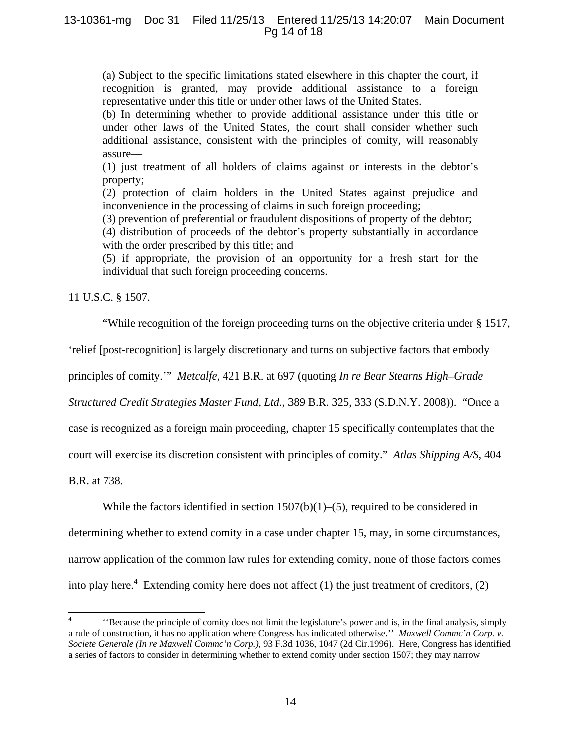> (a) Subject to the specific limitations stated elsewhere in this chapter the court, if recognition is granted, may provide additional assistance to a foreign representative under this title or under other laws of the United States.
>
> (b) In determining whether to provide additional assistance under this title or under other laws of the United States, the court shall consider whether such additional assistance, consistent with the principles of comity, will reasonably assure—
>
> (1) just treatment of all holders of claims against or interests in the debtor's property;
>
> (2) protection of claim holders in the United States against prejudice and inconvenience in the processing of claims in such foreign proceeding;
>
> (3) prevention of preferential or fraudulent dispositions of property of the debtor;
>
> (4) distribution of proceeds of the debtor's property substantially in accordance with the order prescribed by this title; and
>
> (5) if appropriate, the provision of an opportunity for a fresh start for the individual that such foreign proceeding concerns.

11 U.S.C. § 1507.

"While recognition of the foreign proceeding turns on the objective criteria under § 1517, 'relief [post-recognition] is largely discretionary and turns on subjective factors that embody principles of comity.'" *Metcalfe*, 421 B.R. at 697 (quoting *In re Bear Stearns High–Grade Structured Credit Strategies Master Fund, Ltd.*, 389 B.R. 325, 333 (S.D.N.Y. 2008)). "Once a case is recognized as a foreign main proceeding, chapter 15 specifically contemplates that the court will exercise its discretion consistent with principles of comity." *Atlas Shipping A/S*, 404 B.R. at 738.

While the factors identified in section 1507(b)(1)–(5), required to be considered in determining whether to extend comity in a case under chapter 15, may, in some circumstances, narrow application of the common law rules for extending comity, none of those factors comes into play here.[4] Extending comity here does not affect (1) the just treatment of creditors, (2)

---

[4] ''Because the principle of comity does not limit the legislature's power and is, in the final analysis, simply a rule of construction, it has no application where Congress has indicated otherwise.'' *Maxwell Commc'n Corp. v. Societe Generale (In re Maxwell Commc'n Corp.),* 93 F.3d 1036, 1047 (2d Cir.1996). Here, Congress has identified a series of factors to consider in determining whether to extend comity under section 1507; they may narrow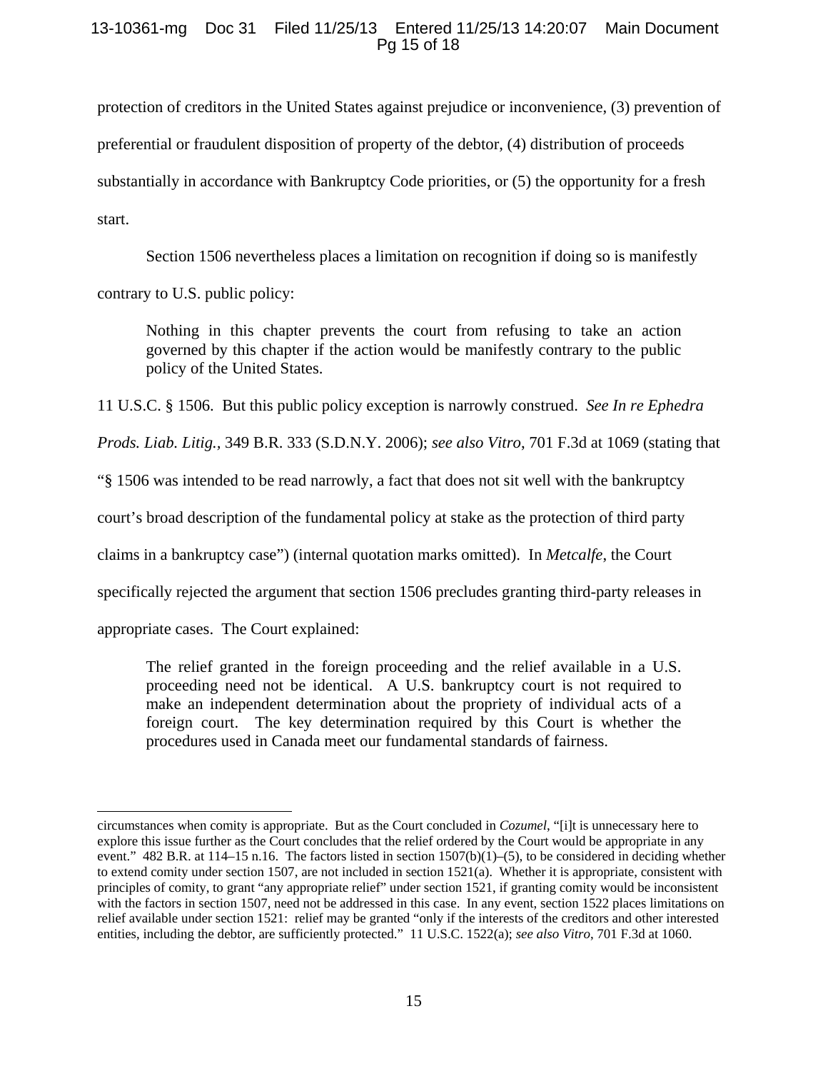protection of creditors in the United States against prejudice or inconvenience, (3) prevention of preferential or fraudulent disposition of property of the debtor, (4) distribution of proceeds substantially in accordance with Bankruptcy Code priorities, or (5) the opportunity for a fresh start.

Section 1506 nevertheless places a limitation on recognition if doing so is manifestly contrary to U.S. public policy:

> Nothing in this chapter prevents the court from refusing to take an action governed by this chapter if the action would be manifestly contrary to the public policy of the United States.

11 U.S.C. § 1506. But this public policy exception is narrowly construed. *See In re Ephedra Prods. Liab. Litig.*, 349 B.R. 333 (S.D.N.Y. 2006); *see also Vitro*, 701 F.3d at 1069 (stating that "§ 1506 was intended to be read narrowly, a fact that does not sit well with the bankruptcy court's broad description of the fundamental policy at stake as the protection of third party claims in a bankruptcy case") (internal quotation marks omitted). In *Metcalfe*, the Court specifically rejected the argument that section 1506 precludes granting third-party releases in appropriate cases. The Court explained:

> The relief granted in the foreign proceeding and the relief available in a U.S. proceeding need not be identical. A U.S. bankruptcy court is not required to make an independent determination about the propriety of individual acts of a foreign court. The key determination required by this Court is whether the procedures used in Canada meet our fundamental standards of fairness.

---

circumstances when comity is appropriate. But as the Court concluded in *Cozumel*, "[i]t is unnecessary here to explore this issue further as the Court concludes that the relief ordered by the Court would be appropriate in any event." 482 B.R. at 114–15 n.16. The factors listed in section 1507(b)(1)–(5), to be considered in deciding whether to extend comity under section 1507, are not included in section 1521(a). Whether it is appropriate, consistent with principles of comity, to grant "any appropriate relief" under section 1521, if granting comity would be inconsistent with the factors in section 1507, need not be addressed in this case. In any event, section 1522 places limitations on relief available under section 1521: relief may be granted "only if the interests of the creditors and other interested entities, including the debtor, are sufficiently protected." 11 U.S.C. 1522(a); *see also Vitro*, 701 F.3d at 1060.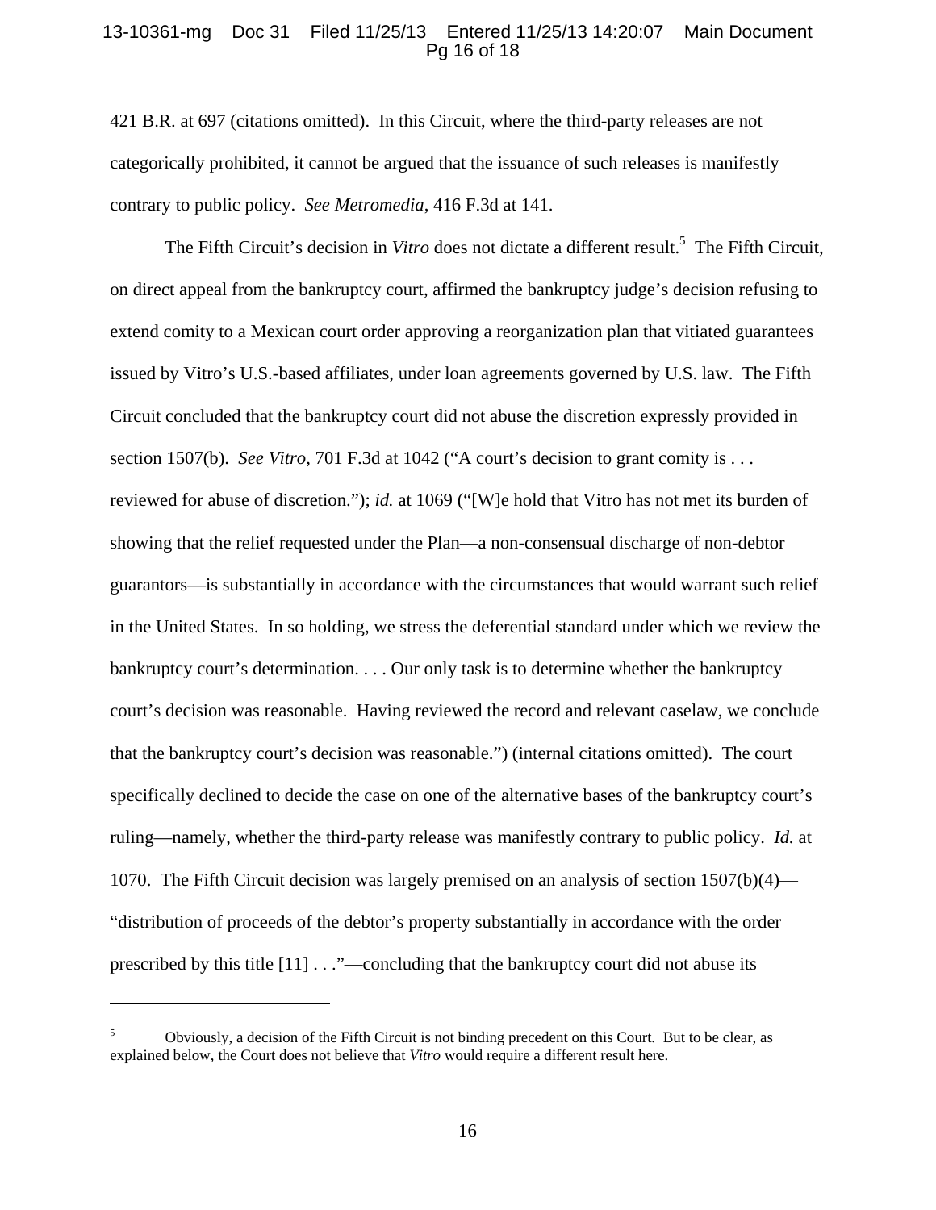421 B.R. at 697 (citations omitted). In this Circuit, where the third-party releases are not categorically prohibited, it cannot be argued that the issuance of such releases is manifestly contrary to public policy. *See Metromedia*, 416 F.3d at 141.

The Fifth Circuit's decision in *Vitro* does not dictate a different result.[5] The Fifth Circuit, on direct appeal from the bankruptcy court, affirmed the bankruptcy judge's decision refusing to extend comity to a Mexican court order approving a reorganization plan that vitiated guarantees issued by Vitro's U.S.-based affiliates, under loan agreements governed by U.S. law. The Fifth Circuit concluded that the bankruptcy court did not abuse the discretion expressly provided in section 1507(b). *See Vitro*, 701 F.3d at 1042 ("A court's decision to grant comity is . . . reviewed for abuse of discretion."); *id.* at 1069 ("[W]e hold that Vitro has not met its burden of showing that the relief requested under the Plan—a non-consensual discharge of non-debtor guarantors—is substantially in accordance with the circumstances that would warrant such relief in the United States. In so holding, we stress the deferential standard under which we review the bankruptcy court's determination. . . . Our only task is to determine whether the bankruptcy court's decision was reasonable. Having reviewed the record and relevant caselaw, we conclude that the bankruptcy court's decision was reasonable.") (internal citations omitted). The court specifically declined to decide the case on one of the alternative bases of the bankruptcy court's ruling—namely, whether the third-party release was manifestly contrary to public policy. *Id.* at 1070. The Fifth Circuit decision was largely premised on an analysis of section 1507(b)(4)—"distribution of proceeds of the debtor's property substantially in accordance with the order prescribed by this title [11] . . ."—concluding that the bankruptcy court did not abuse its

---

[5] Obviously, a decision of the Fifth Circuit is not binding precedent on this Court. But to be clear, as explained below, the Court does not believe that *Vitro* would require a different result here.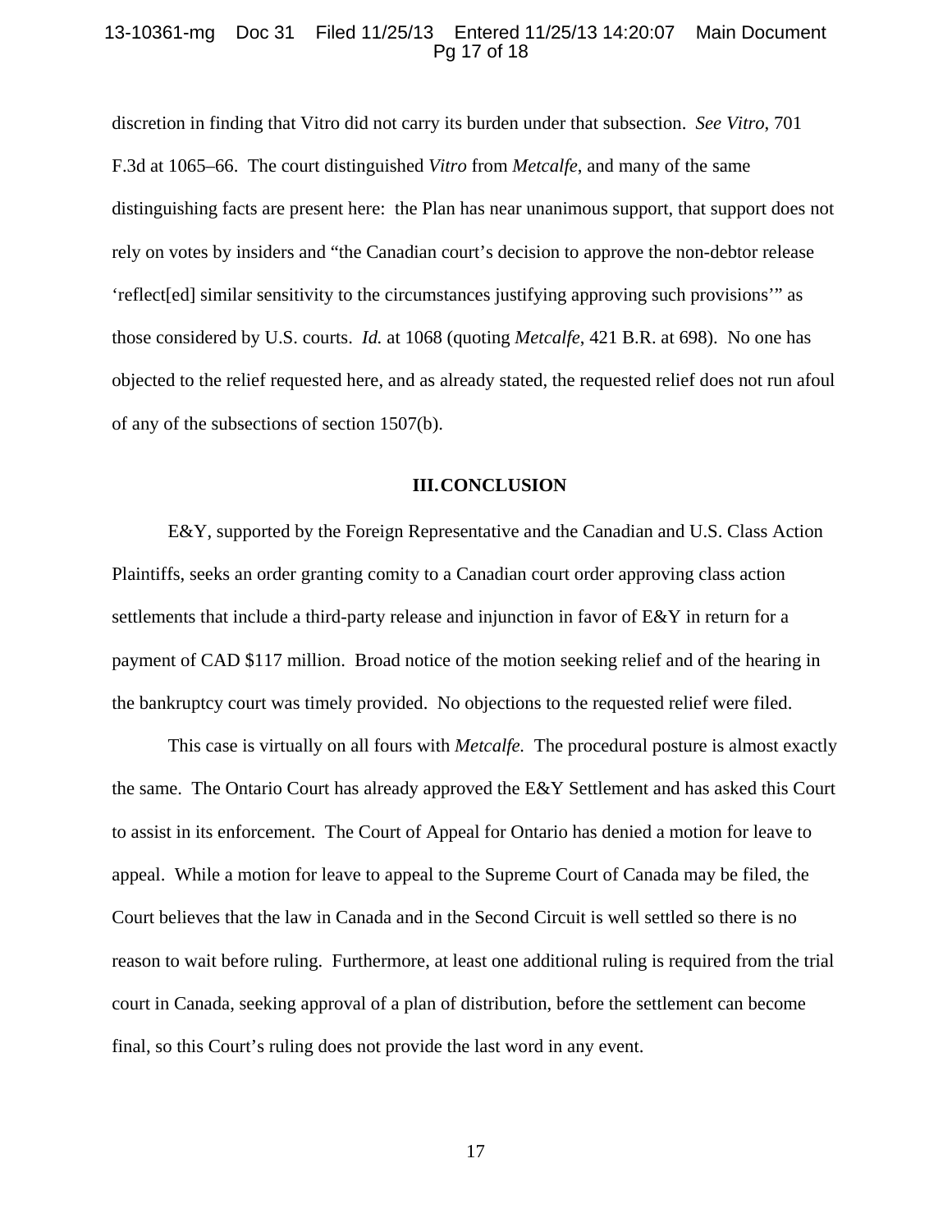discretion in finding that Vitro did not carry its burden under that subsection. *See Vitro*, 701 F.3d at 1065–66. The court distinguished *Vitro* from *Metcalfe*, and many of the same distinguishing facts are present here: the Plan has near unanimous support, that support does not rely on votes by insiders and "the Canadian court's decision to approve the non-debtor release 'reflect[ed] similar sensitivity to the circumstances justifying approving such provisions'" as those considered by U.S. courts. *Id.* at 1068 (quoting *Metcalfe*, 421 B.R. at 698). No one has objected to the relief requested here, and as already stated, the requested relief does not run afoul of any of the subsections of section 1507(b).

## III. CONCLUSION

E&Y, supported by the Foreign Representative and the Canadian and U.S. Class Action Plaintiffs, seeks an order granting comity to a Canadian court order approving class action settlements that include a third-party release and injunction in favor of E&Y in return for a payment of CAD $117 million. Broad notice of the motion seeking relief and of the hearing in the bankruptcy court was timely provided. No objections to the requested relief were filed.

This case is virtually on all fours with *Metcalfe.* The procedural posture is almost exactly the same. The Ontario Court has already approved the E&Y Settlement and has asked this Court to assist in its enforcement. The Court of Appeal for Ontario has denied a motion for leave to appeal. While a motion for leave to appeal to the Supreme Court of Canada may be filed, the Court believes that the law in Canada and in the Second Circuit is well settled so there is no reason to wait before ruling. Furthermore, at least one additional ruling is required from the trial court in Canada, seeking approval of a plan of distribution, before the settlement can become final, so this Court's ruling does not provide the last word in any event.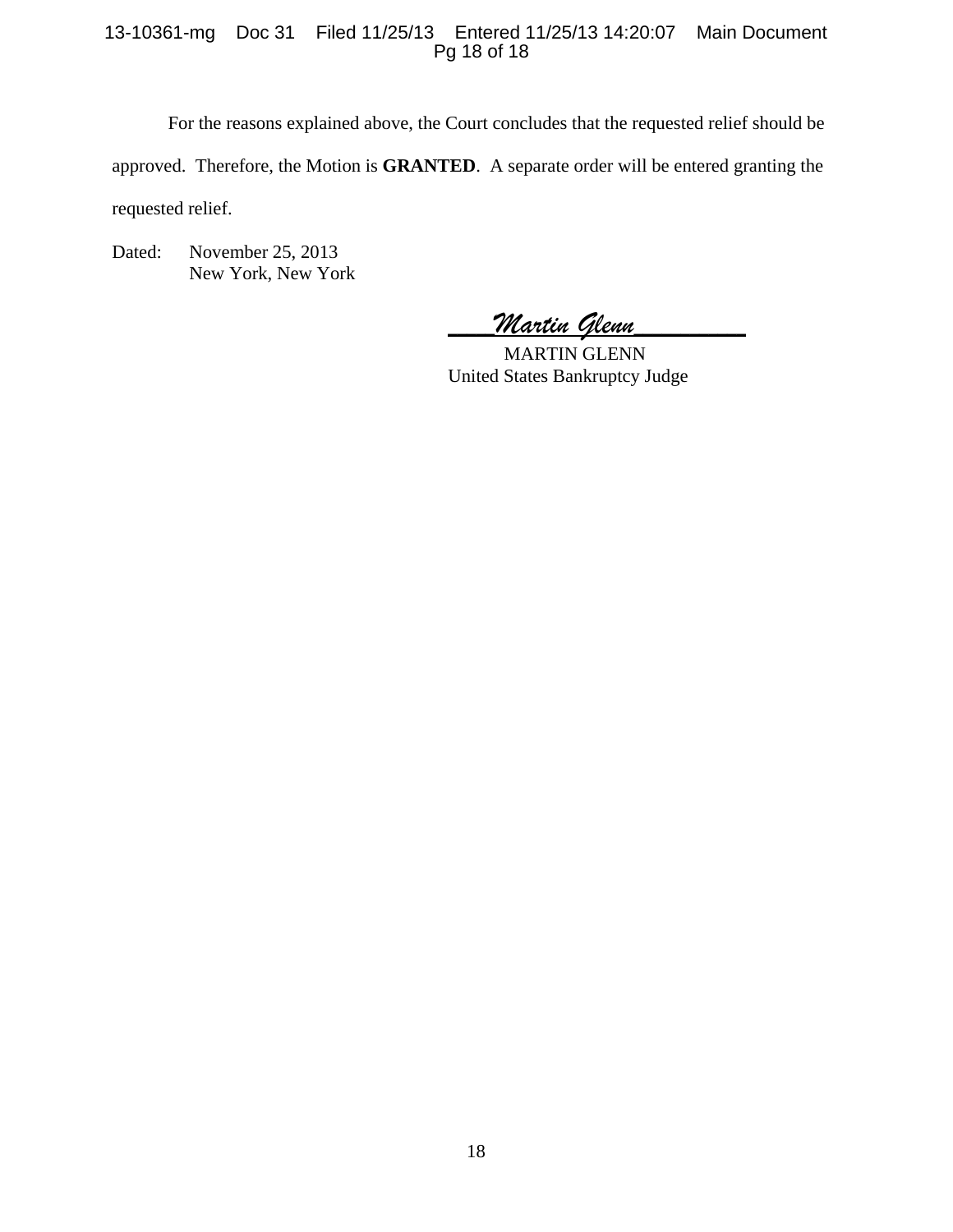For the reasons explained above, the Court concludes that the requested relief should be approved. Therefore, the Motion is **GRANTED**. A separate order will be entered granting the requested relief.

Dated: November 25, 2013
New York, New York

*Martin Glenn*
MARTIN GLENN
United States Bankruptcy Judge